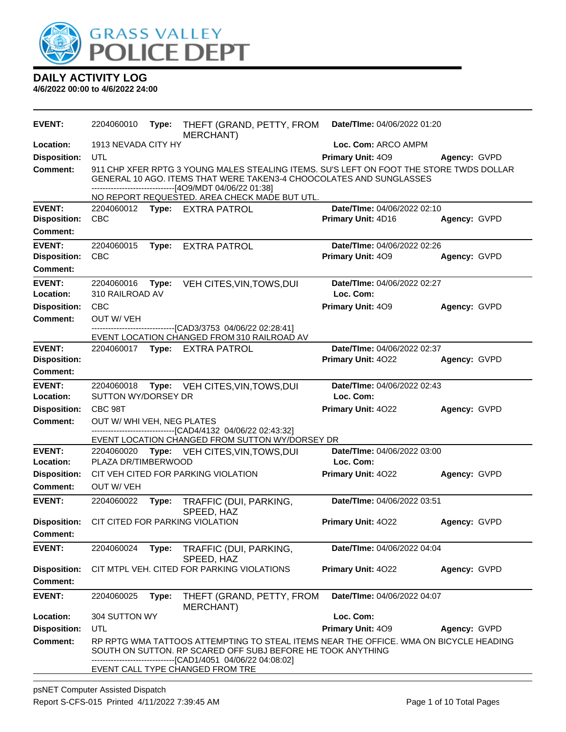GRASS VALLEY POLICE DEPT

# DAILY ACTIVITY LOG

**4/6/2022 00:00 to 4/6/2022 24:00**

**EVENT:** 2204060010 **Type:** THEFT (GRAND, PETTY, FROM MERCHANT) **Date/TIme:** 04/06/2022 01:20
**Location:** 1913 NEVADA CITY HY **Loc. Com:** ARCO AMPM
**Disposition:** UTL **Primary Unit:** 4O9 **Agency:** GVPD
**Comment:** 911 CHP XFER RPTG 3 YOUNG MALES STEALING ITEMS. SU'S LEFT ON FOOT THE STORE TWDS DOLLAR GENERAL 10 AGO. ITEMS THAT WERE TAKEN3-4 CHOOCOLATES AND SUNGLASSES
------------------------------[4O9/MDT 04/06/22 01:38]
NO REPORT REQUESTED. AREA CHECK MADE BUT UTL.

---

**EVENT:** 2204060012 **Type:** EXTRA PATROL **Date/TIme:** 04/06/2022 02:10
**Disposition:** CBC **Primary Unit:** 4D16 **Agency:** GVPD
**Comment:**

---

**EVENT:** 2204060015 **Type:** EXTRA PATROL **Date/TIme:** 04/06/2022 02:26
**Disposition:** CBC **Primary Unit:** 4O9 **Agency:** GVPD
**Comment:**

---

**EVENT:** 2204060016 **Type:** VEH CITES,VIN,TOWS,DUI **Date/TIme:** 04/06/2022 02:27
**Location:** 310 RAILROAD AV **Loc. Com:**
**Disposition:** CBC **Primary Unit:** 4O9 **Agency:** GVPD
**Comment:** OUT W/ VEH
------------------------------[CAD3/3753 04/06/22 02:28:41]
EVENT LOCATION CHANGED FROM 310 RAILROAD AV

---

**EVENT:** 2204060017 **Type:** EXTRA PATROL **Date/TIme:** 04/06/2022 02:37
**Disposition:** **Primary Unit:** 4O22 **Agency:** GVPD
**Comment:**

---

**EVENT:** 2204060018 **Type:** VEH CITES,VIN,TOWS,DUI **Date/TIme:** 04/06/2022 02:43
**Location:** SUTTON WY/DORSEY DR **Loc. Com:**
**Disposition:** CBC 98T **Primary Unit:** 4O22 **Agency:** GVPD
**Comment:** OUT W/ WHI VEH, NEG PLATES
------------------------------[CAD4/4132 04/06/22 02:43:32]
EVENT LOCATION CHANGED FROM SUTTON WY/DORSEY DR

---

**EVENT:** 2204060020 **Type:** VEH CITES,VIN,TOWS,DUI **Date/TIme:** 04/06/2022 03:00
**Location:** PLAZA DR/TIMBERWOOD **Loc. Com:**
**Disposition:** CIT VEH CITED FOR PARKING VIOLATION **Primary Unit:** 4O22 **Agency:** GVPD
**Comment:** OUT W/ VEH

---

**EVENT:** 2204060022 **Type:** TRAFFIC (DUI, PARKING, SPEED, HAZ **Date/TIme:** 04/06/2022 03:51
**Disposition:** CIT CITED FOR PARKING VIOLATION **Primary Unit:** 4O22 **Agency:** GVPD
**Comment:**

---

**EVENT:** 2204060024 **Type:** TRAFFIC (DUI, PARKING, SPEED, HAZ **Date/TIme:** 04/06/2022 04:04
**Disposition:** CIT MTPL VEH. CITED FOR PARKING VIOLATIONS **Primary Unit:** 4O22 **Agency:** GVPD
**Comment:**

---

**EVENT:** 2204060025 **Type:** THEFT (GRAND, PETTY, FROM MERCHANT) **Date/TIme:** 04/06/2022 04:07
**Location:** 304 SUTTON WY **Loc. Com:**
**Disposition:** UTL **Primary Unit:** 4O9 **Agency:** GVPD
**Comment:** RP RPTG WMA TATTOOS ATTEMPTING TO STEAL ITEMS NEAR THE OFFICE. WMA ON BICYCLE HEADING SOUTH ON SUTTON. RP SCARED OFF SUBJ BEFORE HE TOOK ANYTHING
------------------------------[CAD1/4051 04/06/22 04:08:02]
EVENT CALL TYPE CHANGED FROM TRE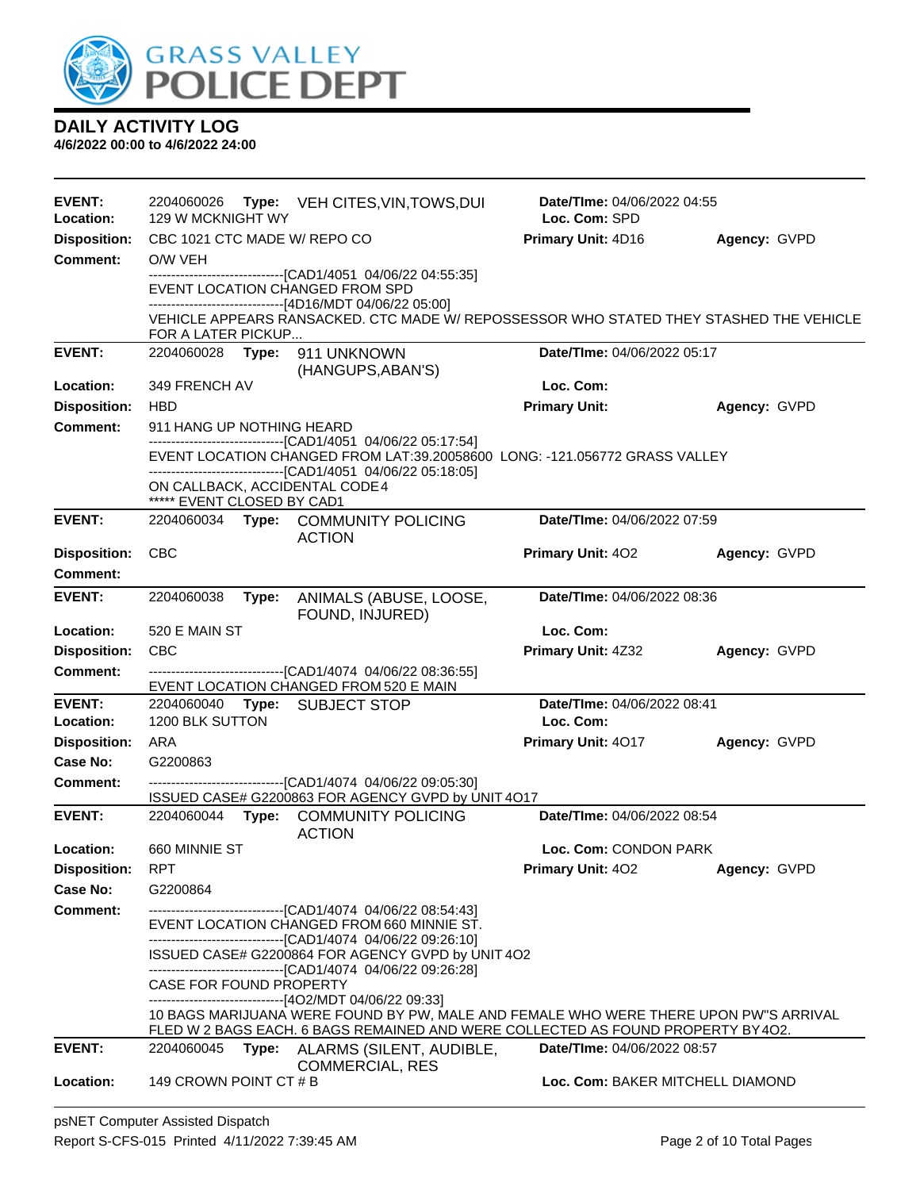# GRASS VALLEY POLICE DEPT

## DAILY ACTIVITY LOG

**4/6/2022 00:00 to 4/6/2022 24:00**

---

**EVENT:** 2204060026 **Type:** VEH CITES,VIN,TOWS,DUI **Date/TIme:** 04/06/2022 04:55
**Location:** 129 W MCKNIGHT WY **Loc. Com:** SPD
**Disposition:** CBC 1021 CTC MADE W/ REPO CO **Primary Unit:** 4D16 **Agency:** GVPD
**Comment:** O/W VEH

------------------------------[CAD1/4051 04/06/22 04:55:35]
EVENT LOCATION CHANGED FROM SPD
------------------------------[4D16/MDT 04/06/22 05:00]
VEHICLE APPEARS RANSACKED. CTC MADE W/ REPOSSESSOR WHO STATED THEY STASHED THE VEHICLE FOR A LATER PICKUP...

---

**EVENT:** 2204060028 **Type:** 911 UNKNOWN (HANGUPS,ABAN'S) **Date/TIme:** 04/06/2022 05:17
**Location:** 349 FRENCH AV **Loc. Com:**
**Disposition:** HBD **Primary Unit:** **Agency:** GVPD
**Comment:** 911 HANG UP NOTHING HEARD

------------------------------[CAD1/4051 04/06/22 05:17:54]
EVENT LOCATION CHANGED FROM LAT:39.20058600 LONG: -121.056772 GRASS VALLEY
------------------------------[CAD1/4051 04/06/22 05:18:05]
ON CALLBACK, ACCIDENTAL CODE4
***** EVENT CLOSED BY CAD1

---

**EVENT:** 2204060034 **Type:** COMMUNITY POLICING ACTION **Date/TIme:** 04/06/2022 07:59
**Disposition:** CBC **Primary Unit:** 4O2 **Agency:** GVPD
**Comment:**

---

**EVENT:** 2204060038 **Type:** ANIMALS (ABUSE, LOOSE, FOUND, INJURED) **Date/TIme:** 04/06/2022 08:36
**Location:** 520 E MAIN ST **Loc. Com:**
**Disposition:** CBC **Primary Unit:** 4Z32 **Agency:** GVPD
**Comment:**

------------------------------[CAD1/4074 04/06/22 08:36:55]
EVENT LOCATION CHANGED FROM 520 E MAIN

---

**EVENT:** 2204060040 **Type:** SUBJECT STOP **Date/TIme:** 04/06/2022 08:41
**Location:** 1200 BLK SUTTON **Loc. Com:**
**Disposition:** ARA **Primary Unit:** 4O17 **Agency:** GVPD
**Case No:** G2200863
**Comment:**

------------------------------[CAD1/4074 04/06/22 09:05:30]
ISSUED CASE# G2200863 FOR AGENCY GVPD by UNIT 4O17

---

**EVENT:** 2204060044 **Type:** COMMUNITY POLICING ACTION **Date/TIme:** 04/06/2022 08:54
**Location:** 660 MINNIE ST **Loc. Com:** CONDON PARK
**Disposition:** RPT **Primary Unit:** 4O2 **Agency:** GVPD
**Case No:** G2200864
**Comment:**

------------------------------[CAD1/4074 04/06/22 08:54:43]
EVENT LOCATION CHANGED FROM 660 MINNIE ST.
------------------------------[CAD1/4074 04/06/22 09:26:10]
ISSUED CASE# G2200864 FOR AGENCY GVPD by UNIT 4O2
------------------------------[CAD1/4074 04/06/22 09:26:28]
CASE FOR FOUND PROPERTY
------------------------------[4O2/MDT 04/06/22 09:33]
10 BAGS MARIJUANA WERE FOUND BY PW, MALE AND FEMALE WHO WERE THERE UPON PW"S ARRIVAL FLED W 2 BAGS EACH. 6 BAGS REMAINED AND WERE COLLECTED AS FOUND PROPERTY BY 4O2.

---

**EVENT:** 2204060045 **Type:** ALARMS (SILENT, AUDIBLE, COMMERCIAL, RES **Date/TIme:** 04/06/2022 08:57
**Location:** 149 CROWN POINT CT # B **Loc. Com:** BAKER MITCHELL DIAMOND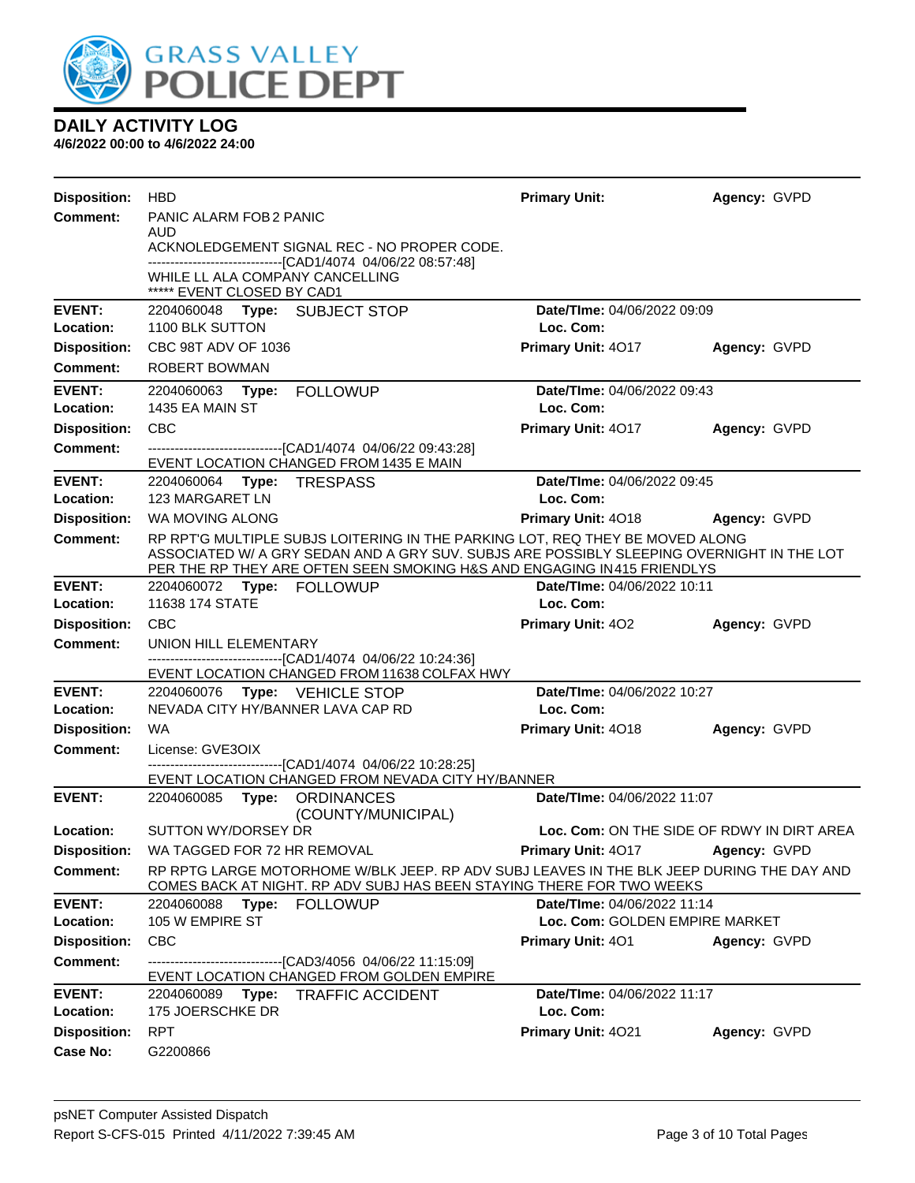# GRASS VALLEY POLICE DEPT

## DAILY ACTIVITY LOG

**4/6/2022 00:00 to 4/6/2022 24:00**

---

**Disposition:** HBD | **Primary Unit:** | **Agency:** GVPD

**Comment:** PANIC ALARM FOB 2 PANIC
AUD
ACKNOLEDGEMENT SIGNAL REC - NO PROPER CODE.
------------------------------[CAD1/4074 04/06/22 08:57:48]
WHILE LL ALA COMPANY CANCELLING
***** EVENT CLOSED BY CAD1

---

**EVENT:** 2204060048 **Type:** SUBJECT STOP | **Date/TIme:** 04/06/2022 09:09
**Location:** 1100 BLK SUTTON | **Loc. Com:**
**Disposition:** CBC 98T ADV OF 1036 | **Primary Unit:** 4O17 | **Agency:** GVPD
**Comment:** ROBERT BOWMAN

---

**EVENT:** 2204060063 **Type:** FOLLOWUP | **Date/TIme:** 04/06/2022 09:43
**Location:** 1435 EA MAIN ST | **Loc. Com:**
**Disposition:** CBC | **Primary Unit:** 4O17 | **Agency:** GVPD
**Comment:** ------------------------------[CAD1/4074 04/06/22 09:43:28]
EVENT LOCATION CHANGED FROM 1435 E MAIN

---

**EVENT:** 2204060064 **Type:** TRESPASS | **Date/TIme:** 04/06/2022 09:45
**Location:** 123 MARGARET LN | **Loc. Com:**
**Disposition:** WA MOVING ALONG | **Primary Unit:** 4O18 | **Agency:** GVPD
**Comment:** RP RPT'G MULTIPLE SUBJS LOITERING IN THE PARKING LOT, REQ THEY BE MOVED ALONG
ASSOCIATED W/ A GRY SEDAN AND A GRY SUV. SUBJS ARE POSSIBLY SLEEPING OVERNIGHT IN THE LOT
PER THE RP THEY ARE OFTEN SEEN SMOKING H&S AND ENGAGING IN 415 FRIENDLYS

---

**EVENT:** 2204060072 **Type:** FOLLOWUP | **Date/TIme:** 04/06/2022 10:11
**Location:** 11638 174 STATE | **Loc. Com:**
**Disposition:** CBC | **Primary Unit:** 4O2 | **Agency:** GVPD
**Comment:** UNION HILL ELEMENTARY
------------------------------[CAD1/4074 04/06/22 10:24:36]
EVENT LOCATION CHANGED FROM 11638 COLFAX HWY

---

**EVENT:** 2204060076 **Type:** VEHICLE STOP | **Date/TIme:** 04/06/2022 10:27
**Location:** NEVADA CITY HY/BANNER LAVA CAP RD | **Loc. Com:**
**Disposition:** WA | **Primary Unit:** 4O18 | **Agency:** GVPD
**Comment:** License: GVE3OIX
------------------------------[CAD1/4074 04/06/22 10:28:25]
EVENT LOCATION CHANGED FROM NEVADA CITY HY/BANNER

---

**EVENT:** 2204060085 **Type:** ORDINANCES (COUNTY/MUNICIPAL) | **Date/TIme:** 04/06/2022 11:07
**Location:** SUTTON WY/DORSEY DR | **Loc. Com:** ON THE SIDE OF RDWY IN DIRT AREA
**Disposition:** WA TAGGED FOR 72 HR REMOVAL | **Primary Unit:** 4O17 | **Agency:** GVPD
**Comment:** RP RPTG LARGE MOTORHOME W/BLK JEEP. RP ADV SUBJ LEAVES IN THE BLK JEEP DURING THE DAY AND COMES BACK AT NIGHT. RP ADV SUBJ HAS BEEN STAYING THERE FOR TWO WEEKS

---

**EVENT:** 2204060088 **Type:** FOLLOWUP | **Date/TIme:** 04/06/2022 11:14
**Location:** 105 W EMPIRE ST | **Loc. Com:** GOLDEN EMPIRE MARKET
**Disposition:** CBC | **Primary Unit:** 4O1 | **Agency:** GVPD
**Comment:** ------------------------------[CAD3/4056 04/06/22 11:15:09]
EVENT LOCATION CHANGED FROM GOLDEN EMPIRE

---

**EVENT:** 2204060089 **Type:** TRAFFIC ACCIDENT | **Date/TIme:** 04/06/2022 11:17
**Location:** 175 JOERSCHKE DR | **Loc. Com:**
**Disposition:** RPT | **Primary Unit:** 4O21 | **Agency:** GVPD
**Case No:** G2200866

---

psNET Computer Assisted Dispatch
Report S-CFS-015 Printed 4/11/2022 7:39:45 AM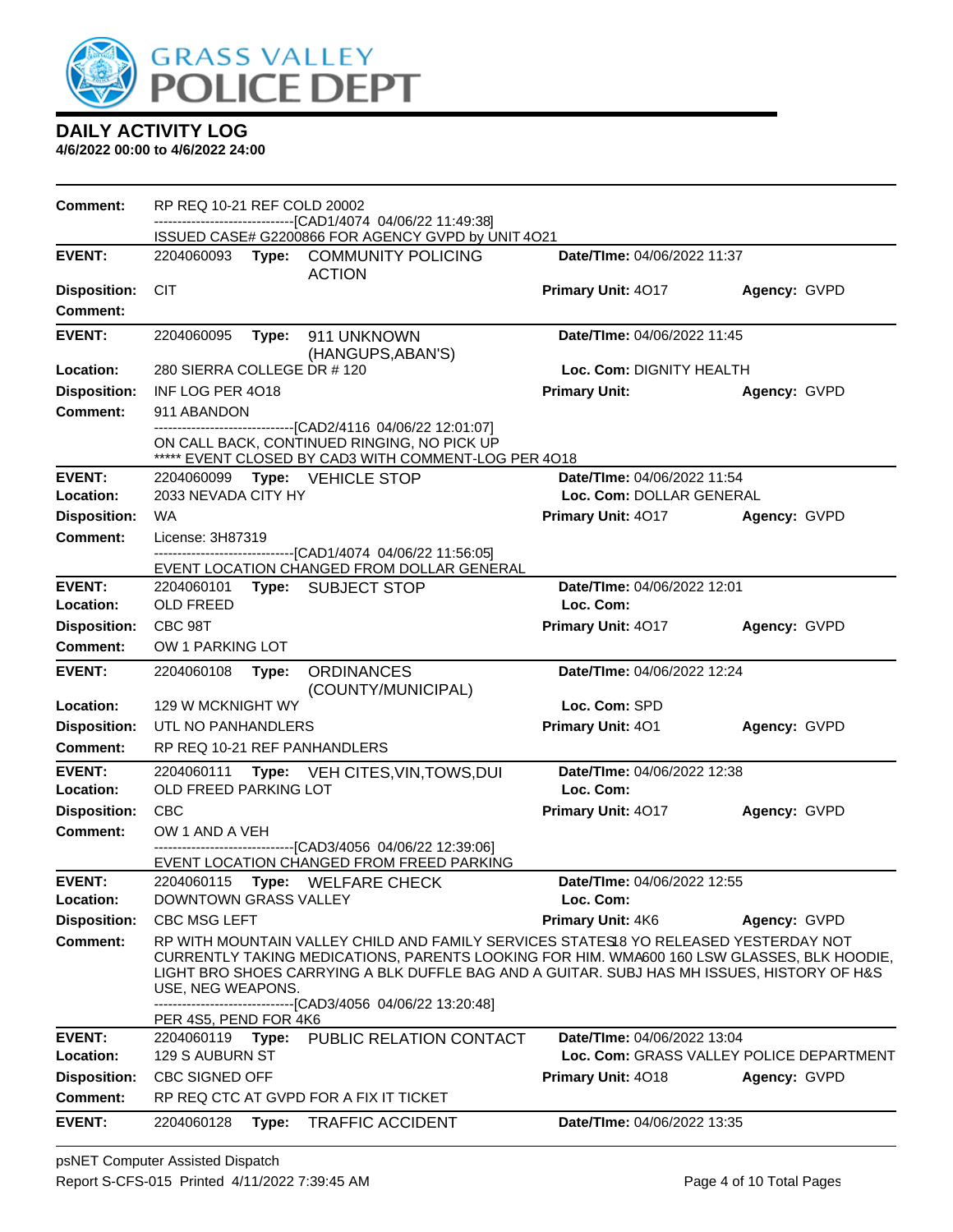# GRASS VALLEY POLICE DEPT

## DAILY ACTIVITY LOG

**4/6/2022 00:00 to 4/6/2022 24:00**

**Comment:** RP REQ 10-21 REF COLD 20002
------------------------------[CAD1/4074 04/06/22 11:49:38]
ISSUED CASE# G2200866 FOR AGENCY GVPD by UNIT 4O21

---

**EVENT:** 2204060093 **Type:** COMMUNITY POLICING ACTION **Date/TIme:** 04/06/2022 11:37
**Disposition:** CIT **Primary Unit:** 4O17 **Agency:** GVPD
**Comment:**

---

**EVENT:** 2204060095 **Type:** 911 UNKNOWN (HANGUPS,ABAN'S) **Date/TIme:** 04/06/2022 11:45
**Location:** 280 SIERRA COLLEGE DR # 120 **Loc. Com:** DIGNITY HEALTH
**Disposition:** INF LOG PER 4O18 **Primary Unit:** **Agency:** GVPD
**Comment:** 911 ABANDON
------------------------------[CAD2/4116 04/06/22 12:01:07]
ON CALL BACK, CONTINUED RINGING, NO PICK UP
***** EVENT CLOSED BY CAD3 WITH COMMENT-LOG PER 4O18

---

**EVENT:** 2204060099 **Type:** VEHICLE STOP **Date/TIme:** 04/06/2022 11:54
**Location:** 2033 NEVADA CITY HY **Loc. Com:** DOLLAR GENERAL
**Disposition:** WA **Primary Unit:** 4O17 **Agency:** GVPD
**Comment:** License: 3H87319
------------------------------[CAD1/4074 04/06/22 11:56:05]
EVENT LOCATION CHANGED FROM DOLLAR GENERAL

---

**EVENT:** 2204060101 **Type:** SUBJECT STOP **Date/TIme:** 04/06/2022 12:01
**Location:** OLD FREED **Loc. Com:**
**Disposition:** CBC 98T **Primary Unit:** 4O17 **Agency:** GVPD
**Comment:** OW 1 PARKING LOT

---

**EVENT:** 2204060108 **Type:** ORDINANCES (COUNTY/MUNICIPAL) **Date/TIme:** 04/06/2022 12:24
**Location:** 129 W MCKNIGHT WY **Loc. Com:** SPD
**Disposition:** UTL NO PANHANDLERS **Primary Unit:** 4O1 **Agency:** GVPD
**Comment:** RP REQ 10-21 REF PANHANDLERS

---

**EVENT:** 2204060111 **Type:** VEH CITES,VIN,TOWS,DUI **Date/TIme:** 04/06/2022 12:38
**Location:** OLD FREED PARKING LOT **Loc. Com:**
**Disposition:** CBC **Primary Unit:** 4O17 **Agency:** GVPD
**Comment:** OW 1 AND A VEH
------------------------------[CAD3/4056 04/06/22 12:39:06]
EVENT LOCATION CHANGED FROM FREED PARKING

---

**EVENT:** 2204060115 **Type:** WELFARE CHECK **Date/TIme:** 04/06/2022 12:55
**Location:** DOWNTOWN GRASS VALLEY **Loc. Com:**
**Disposition:** CBC MSG LEFT **Primary Unit:** 4K6 **Agency:** GVPD
**Comment:** RP WITH MOUNTAIN VALLEY CHILD AND FAMILY SERVICES STATES18 YO RELEASED YESTERDAY NOT CURRENTLY TAKING MEDICATIONS, PARENTS LOOKING FOR HIM. WMA600 160 LSW GLASSES, BLK HOODIE, LIGHT BRO SHOES CARRYING A BLK DUFFLE BAG AND A GUITAR. SUBJ HAS MH ISSUES, HISTORY OF H&S USE, NEG WEAPONS.
------------------------------[CAD3/4056 04/06/22 13:20:48]
PER 4S5, PEND FOR 4K6

---

**EVENT:** 2204060119 **Type:** PUBLIC RELATION CONTACT **Date/TIme:** 04/06/2022 13:04
**Location:** 129 S AUBURN ST **Loc. Com:** GRASS VALLEY POLICE DEPARTMENT
**Disposition:** CBC SIGNED OFF **Primary Unit:** 4O18 **Agency:** GVPD
**Comment:** RP REQ CTC AT GVPD FOR A FIX IT TICKET

---

**EVENT:** 2204060128 **Type:** TRAFFIC ACCIDENT **Date/TIme:** 04/06/2022 13:35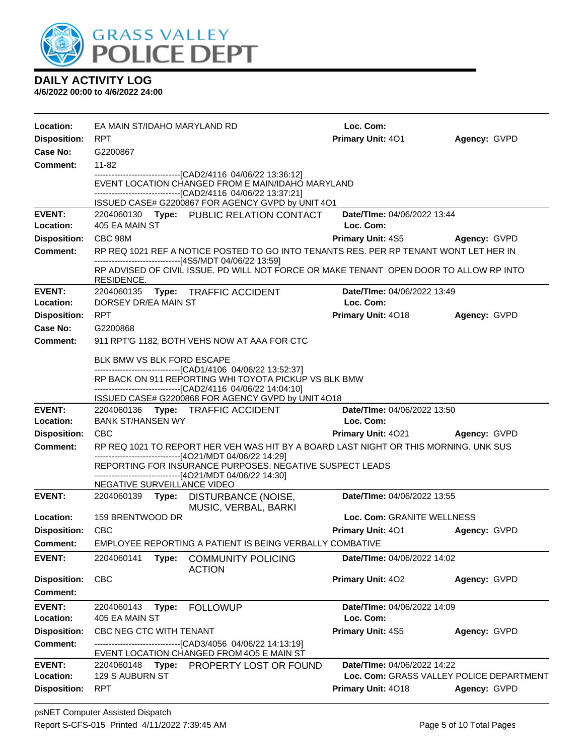# DAILY ACTIVITY LOG
**4/6/2022 00:00 to 4/6/2022 24:00**

**Location:** EA MAIN ST/IDAHO MARYLAND RD **Loc. Com:**
**Disposition:** RPT **Primary Unit:** 4O1 **Agency:** GVPD
**Case No:** G2200867
**Comment:** 11-82
------------------------------[CAD2/4116 04/06/22 13:36:12]
EVENT LOCATION CHANGED FROM E MAIN/IDAHO MARYLAND
------------------------------[CAD2/4116 04/06/22 13:37:21]
ISSUED CASE# G2200867 FOR AGENCY GVPD by UNIT 4O1

---

**EVENT:** 2204060130 **Type:** PUBLIC RELATION CONTACT **Date/TIme:** 04/06/2022 13:44
**Location:** 405 EA MAIN ST **Loc. Com:**
**Disposition:** CBC 98M **Primary Unit:** 4S5 **Agency:** GVPD
**Comment:** RP REQ 1021 REF A NOTICE POSTED TO GO INTO TENANTS RES. PER RP TENANT WONT LET HER IN
------------------------------[4S5/MDT 04/06/22 13:59]
RP ADVISED OF CIVIL ISSUE. PD WILL NOT FORCE OR MAKE TENANT OPEN DOOR TO ALLOW RP INTO RESIDENCE.

---

**EVENT:** 2204060135 **Type:** TRAFFIC ACCIDENT **Date/TIme:** 04/06/2022 13:49
**Location:** DORSEY DR/EA MAIN ST **Loc. Com:**
**Disposition:** RPT **Primary Unit:** 4O18 **Agency:** GVPD
**Case No:** G2200868
**Comment:** 911 RPT'G 1182, BOTH VEHS NOW AT AAA FOR CTC

BLK BMW VS BLK FORD ESCAPE
------------------------------[CAD1/4106 04/06/22 13:52:37]
RP BACK ON 911 REPORTING WHI TOYOTA PICKUP VS BLK BMW
------------------------------[CAD2/4116 04/06/22 14:04:10]
ISSUED CASE# G2200868 FOR AGENCY GVPD by UNIT 4O18

---

**EVENT:** 2204060136 **Type:** TRAFFIC ACCIDENT **Date/TIme:** 04/06/2022 13:50
**Location:** BANK ST/HANSEN WY **Loc. Com:**
**Disposition:** CBC **Primary Unit:** 4O21 **Agency:** GVPD
**Comment:** RP REQ 1021 TO REPORT HER VEH WAS HIT BY A BOARD LAST NIGHT OR THIS MORNING. UNK SUS
------------------------------[4O21/MDT 04/06/22 14:29]
REPORTING FOR INSURANCE PURPOSES. NEGATIVE SUSPECT LEADS
------------------------------[4O21/MDT 04/06/22 14:30]
NEGATIVE SURVEILLANCE VIDEO

---

**EVENT:** 2204060139 **Type:** DISTURBANCE (NOISE, MUSIC, VERBAL, BARKI **Date/TIme:** 04/06/2022 13:55
**Location:** 159 BRENTWOOD DR **Loc. Com:** GRANITE WELLNESS
**Disposition:** CBC **Primary Unit:** 4O1 **Agency:** GVPD
**Comment:** EMPLOYEE REPORTING A PATIENT IS BEING VERBALLY COMBATIVE

---

**EVENT:** 2204060141 **Type:** COMMUNITY POLICING ACTION **Date/TIme:** 04/06/2022 14:02
**Disposition:** CBC **Primary Unit:** 4O2 **Agency:** GVPD
**Comment:**

---

**EVENT:** 2204060143 **Type:** FOLLOWUP **Date/TIme:** 04/06/2022 14:09
**Location:** 405 EA MAIN ST **Loc. Com:**
**Disposition:** CBC NEG CTC WITH TENANT **Primary Unit:** 4S5 **Agency:** GVPD
**Comment:** ------------------------------[CAD3/4056 04/06/22 14:13:19]
EVENT LOCATION CHANGED FROM 405 E MAIN ST

---

**EVENT:** 2204060148 **Type:** PROPERTY LOST OR FOUND **Date/TIme:** 04/06/2022 14:22
**Location:** 129 S AUBURN ST **Loc. Com:** GRASS VALLEY POLICE DEPARTMENT
**Disposition:** RPT **Primary Unit:** 4O18 **Agency:** GVPD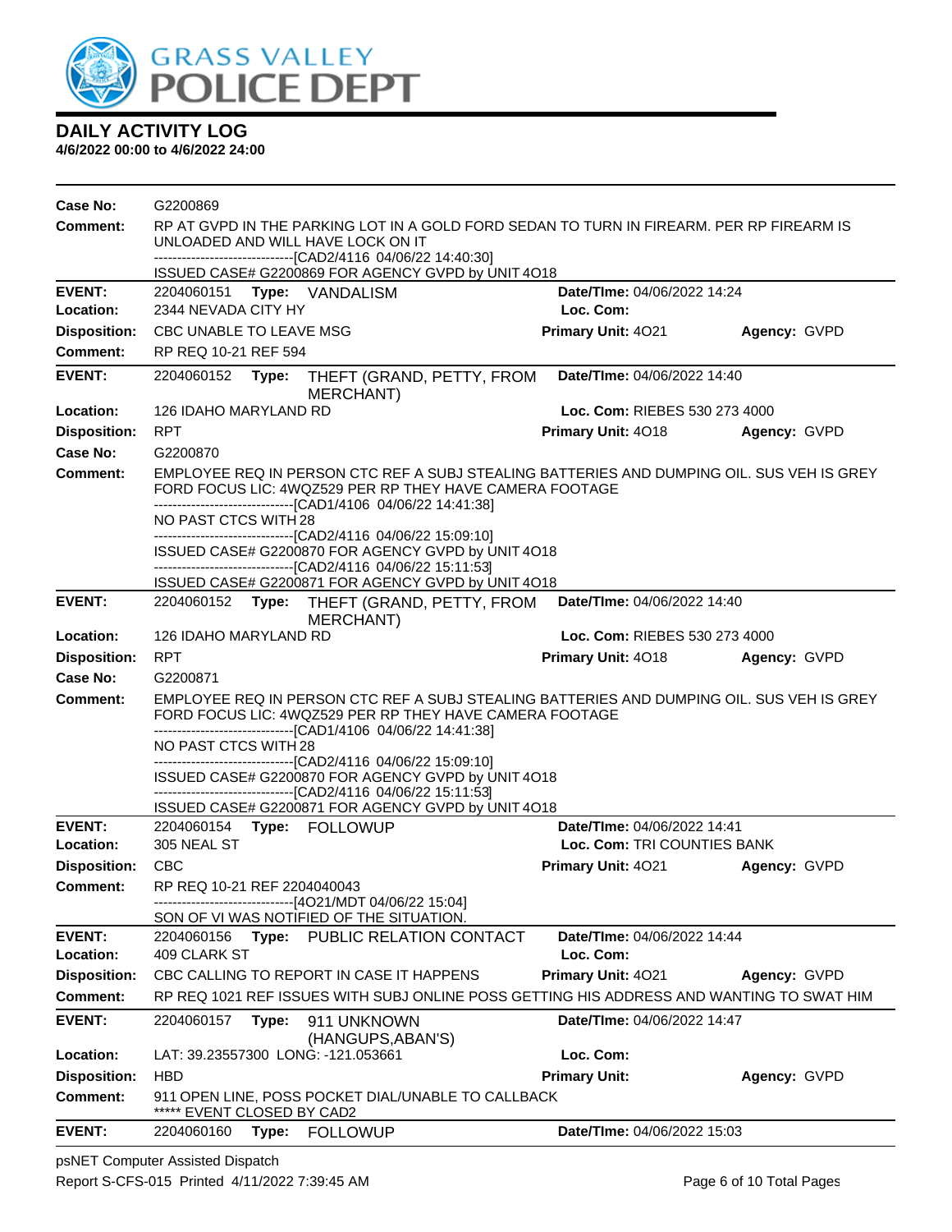# DAILY ACTIVITY LOG

**4/6/2022 00:00 to 4/6/2022 24:00**

**Case No:** G2200869

**Comment:** RP AT GVPD IN THE PARKING LOT IN A GOLD FORD SEDAN TO TURN IN FIREARM. PER RP FIREARM IS UNLOADED AND WILL HAVE LOCK ON IT
------------------------------[CAD2/4116 04/06/22 14:40:30]
ISSUED CASE# G2200869 FOR AGENCY GVPD by UNIT 4O18

---

**EVENT:** 2204060151 **Type:** VANDALISM **Date/TIme:** 04/06/2022 14:24
**Location:** 2344 NEVADA CITY HY **Loc. Com:**
**Disposition:** CBC UNABLE TO LEAVE MSG **Primary Unit:** 4O21 **Agency:** GVPD
**Comment:** RP REQ 10-21 REF 594

---

**EVENT:** 2204060152 **Type:** THEFT (GRAND, PETTY, FROM MERCHANT) **Date/TIme:** 04/06/2022 14:40
**Location:** 126 IDAHO MARYLAND RD **Loc. Com:** RIEBES 530 273 4000
**Disposition:** RPT **Primary Unit:** 4O18 **Agency:** GVPD
**Case No:** G2200870
**Comment:** EMPLOYEE REQ IN PERSON CTC REF A SUBJ STEALING BATTERIES AND DUMPING OIL. SUS VEH IS GREY FORD FOCUS LIC: 4WQZ529 PER RP THEY HAVE CAMERA FOOTAGE
------------------------------[CAD1/4106 04/06/22 14:41:38]
NO PAST CTCS WITH 28
------------------------------[CAD2/4116 04/06/22 15:09:10]
ISSUED CASE# G2200870 FOR AGENCY GVPD by UNIT 4O18
------------------------------[CAD2/4116 04/06/22 15:11:53]
ISSUED CASE# G2200871 FOR AGENCY GVPD by UNIT 4O18

---

**EVENT:** 2204060152 **Type:** THEFT (GRAND, PETTY, FROM MERCHANT) **Date/TIme:** 04/06/2022 14:40
**Location:** 126 IDAHO MARYLAND RD **Loc. Com:** RIEBES 530 273 4000
**Disposition:** RPT **Primary Unit:** 4O18 **Agency:** GVPD
**Case No:** G2200871
**Comment:** EMPLOYEE REQ IN PERSON CTC REF A SUBJ STEALING BATTERIES AND DUMPING OIL. SUS VEH IS GREY FORD FOCUS LIC: 4WQZ529 PER RP THEY HAVE CAMERA FOOTAGE
------------------------------[CAD1/4106 04/06/22 14:41:38]
NO PAST CTCS WITH 28
------------------------------[CAD2/4116 04/06/22 15:09:10]
ISSUED CASE# G2200870 FOR AGENCY GVPD by UNIT 4O18
------------------------------[CAD2/4116 04/06/22 15:11:53]
ISSUED CASE# G2200871 FOR AGENCY GVPD by UNIT 4O18

---

**EVENT:** 2204060154 **Type:** FOLLOWUP **Date/TIme:** 04/06/2022 14:41
**Location:** 305 NEAL ST **Loc. Com:** TRI COUNTIES BANK
**Disposition:** CBC **Primary Unit:** 4O21 **Agency:** GVPD
**Comment:** RP REQ 10-21 REF 2204040043
------------------------------[4O21/MDT 04/06/22 15:04]
SON OF VI WAS NOTIFIED OF THE SITUATION.

---

**EVENT:** 2204060156 **Type:** PUBLIC RELATION CONTACT **Date/TIme:** 04/06/2022 14:44
**Location:** 409 CLARK ST **Loc. Com:**
**Disposition:** CBC CALLING TO REPORT IN CASE IT HAPPENS **Primary Unit:** 4O21 **Agency:** GVPD
**Comment:** RP REQ 1021 REF ISSUES WITH SUBJ ONLINE POSS GETTING HIS ADDRESS AND WANTING TO SWAT HIM

---

**EVENT:** 2204060157 **Type:** 911 UNKNOWN (HANGUPS,ABAN'S) **Date/TIme:** 04/06/2022 14:47
**Location:** LAT: 39.23557300 LONG: -121.053661 **Loc. Com:**
**Disposition:** HBD **Primary Unit:** **Agency:** GVPD
**Comment:** 911 OPEN LINE, POSS POCKET DIAL/UNABLE TO CALLBACK
***** EVENT CLOSED BY CAD2

---

**EVENT:** 2204060160 **Type:** FOLLOWUP **Date/TIme:** 04/06/2022 15:03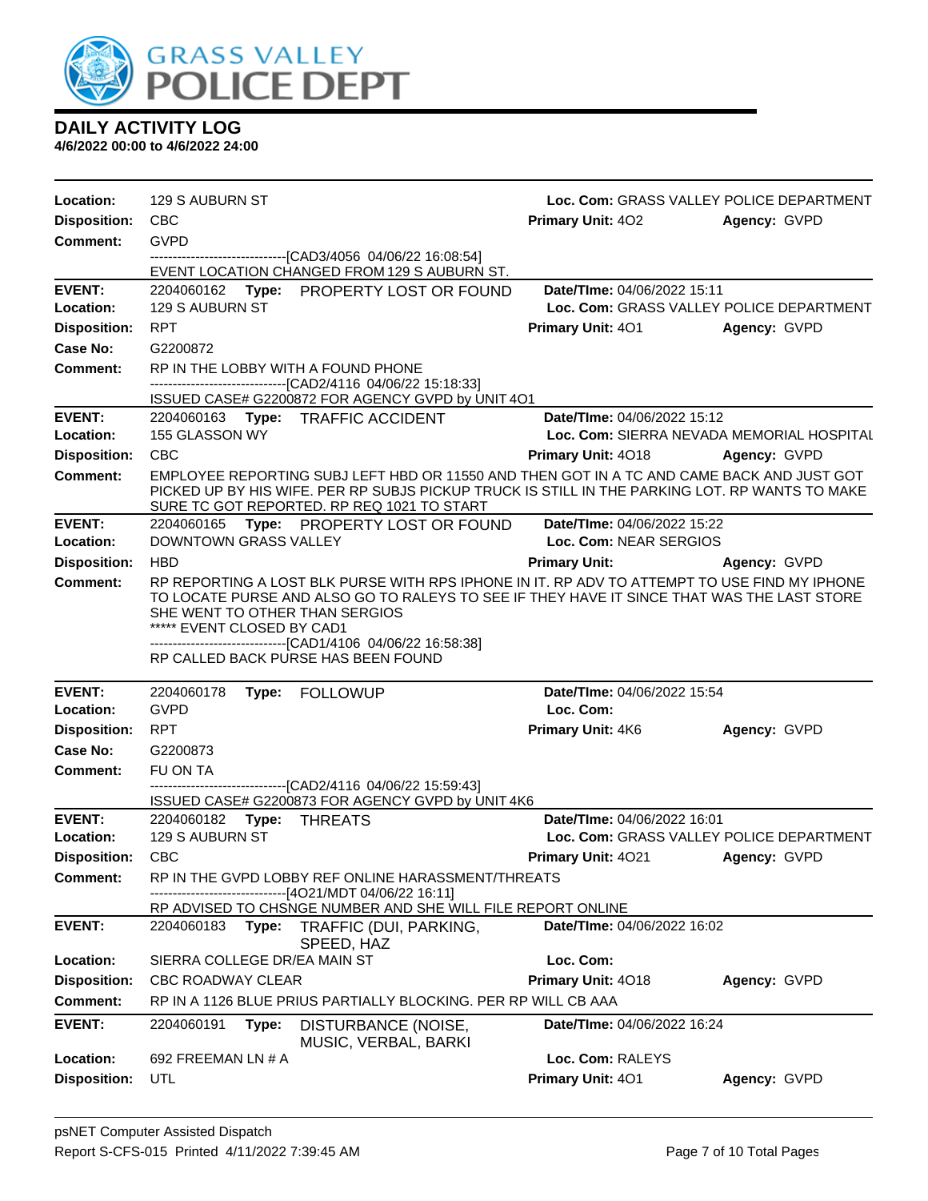# DAILY ACTIVITY LOG

**4/6/2022 00:00 to 4/6/2022 24:00**

**Location:** 129 S AUBURN ST **Loc. Com:** GRASS VALLEY POLICE DEPARTMENT
**Disposition:** CBC **Primary Unit:** 4O2 **Agency:** GVPD
**Comment:** GVPD
------------------------------[CAD3/4056 04/06/22 16:08:54]
EVENT LOCATION CHANGED FROM 129 S AUBURN ST.

---

**EVENT:** 2204060162 **Type:** PROPERTY LOST OR FOUND **Date/TIme:** 04/06/2022 15:11
**Location:** 129 S AUBURN ST **Loc. Com:** GRASS VALLEY POLICE DEPARTMENT
**Disposition:** RPT **Primary Unit:** 4O1 **Agency:** GVPD
**Case No:** G2200872
**Comment:** RP IN THE LOBBY WITH A FOUND PHONE
------------------------------[CAD2/4116 04/06/22 15:18:33]
ISSUED CASE# G2200872 FOR AGENCY GVPD by UNIT 4O1

---

**EVENT:** 2204060163 **Type:** TRAFFIC ACCIDENT **Date/TIme:** 04/06/2022 15:12
**Location:** 155 GLASSON WY **Loc. Com:** SIERRA NEVADA MEMORIAL HOSPITAL
**Disposition:** CBC **Primary Unit:** 4O18 **Agency:** GVPD
**Comment:** EMPLOYEE REPORTING SUBJ LEFT HBD OR 11550 AND THEN GOT IN A TC AND CAME BACK AND JUST GOT PICKED UP BY HIS WIFE. PER RP SUBJS PICKUP TRUCK IS STILL IN THE PARKING LOT. RP WANTS TO MAKE SURE TC GOT REPORTED. RP REQ 1021 TO START

---

**EVENT:** 2204060165 **Type:** PROPERTY LOST OR FOUND **Date/TIme:** 04/06/2022 15:22
**Location:** DOWNTOWN GRASS VALLEY **Loc. Com:** NEAR SERGIOS
**Disposition:** HBD **Primary Unit:** **Agency:** GVPD
**Comment:** RP REPORTING A LOST BLK PURSE WITH RPS IPHONE IN IT. RP ADV TO ATTEMPT TO USE FIND MY IPHONE TO LOCATE PURSE AND ALSO GO TO RALEYS TO SEE IF THEY HAVE IT SINCE THAT WAS THE LAST STORE SHE WENT TO OTHER THAN SERGIOS
***** EVENT CLOSED BY CAD1
------------------------------[CAD1/4106 04/06/22 16:58:38]
RP CALLED BACK PURSE HAS BEEN FOUND

---

**EVENT:** 2204060178 **Type:** FOLLOWUP **Date/TIme:** 04/06/2022 15:54
**Location:** GVPD **Loc. Com:**
**Disposition:** RPT **Primary Unit:** 4K6 **Agency:** GVPD
**Case No:** G2200873
**Comment:** FU ON TA
------------------------------[CAD2/4116 04/06/22 15:59:43]
ISSUED CASE# G2200873 FOR AGENCY GVPD by UNIT 4K6

---

**EVENT:** 2204060182 **Type:** THREATS **Date/TIme:** 04/06/2022 16:01
**Location:** 129 S AUBURN ST **Loc. Com:** GRASS VALLEY POLICE DEPARTMENT
**Disposition:** CBC **Primary Unit:** 4O21 **Agency:** GVPD
**Comment:** RP IN THE GVPD LOBBY REF ONLINE HARASSMENT/THREATS
------------------------------[4O21/MDT 04/06/22 16:11]
RP ADVISED TO CHSNGE NUMBER AND SHE WILL FILE REPORT ONLINE

---

**EVENT:** 2204060183 **Type:** TRAFFIC (DUI, PARKING, SPEED, HAZ **Date/TIme:** 04/06/2022 16:02
**Location:** SIERRA COLLEGE DR/EA MAIN ST **Loc. Com:**
**Disposition:** CBC ROADWAY CLEAR **Primary Unit:** 4O18 **Agency:** GVPD
**Comment:** RP IN A 1126 BLUE PRIUS PARTIALLY BLOCKING. PER RP WILL CB AAA

---

**EVENT:** 2204060191 **Type:** DISTURBANCE (NOISE, MUSIC, VERBAL, BARKI **Date/TIme:** 04/06/2022 16:24
**Location:** 692 FREEMAN LN # A **Loc. Com:** RALEYS
**Disposition:** UTL **Primary Unit:** 4O1 **Agency:** GVPD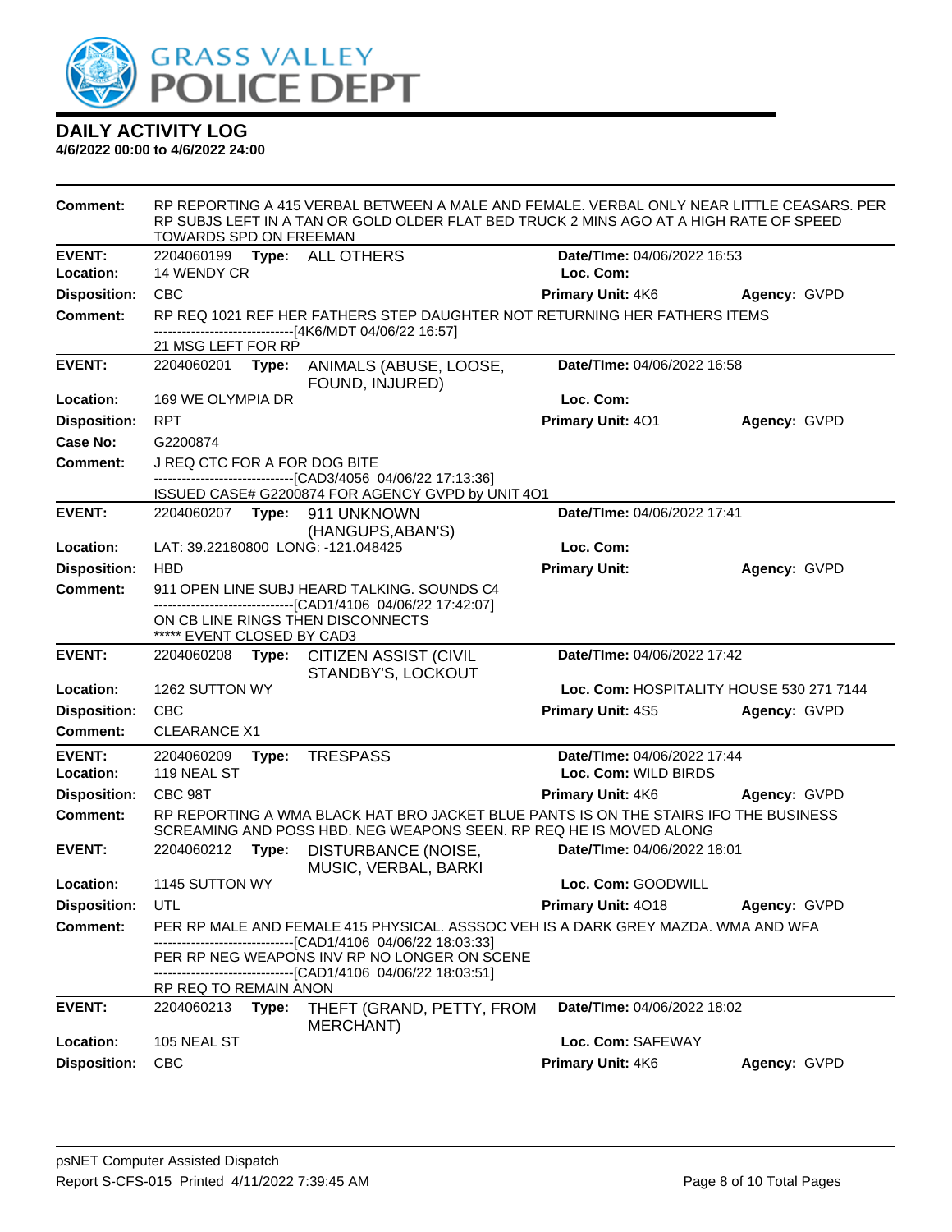## DAILY ACTIVITY LOG
**4/6/2022 00:00 to 4/6/2022 24:00**

**Comment:** RP REPORTING A 415 VERBAL BETWEEN A MALE AND FEMALE. VERBAL ONLY NEAR LITTLE CEASARS. PER RP SUBJS LEFT IN A TAN OR GOLD OLDER FLAT BED TRUCK 2 MINS AGO AT A HIGH RATE OF SPEED TOWARDS SPD ON FREEMAN

---

**EVENT:** 2204060199 **Type:** ALL OTHERS **Date/TIme:** 04/06/2022 16:53
**Location:** 14 WENDY CR **Loc. Com:**
**Disposition:** CBC **Primary Unit:** 4K6 **Agency:** GVPD
**Comment:** RP REQ 1021 REF HER FATHERS STEP DAUGHTER NOT RETURNING HER FATHERS ITEMS
------------------------------[4K6/MDT 04/06/22 16:57]
21 MSG LEFT FOR RP

---

**EVENT:** 2204060201 **Type:** ANIMALS (ABUSE, LOOSE, FOUND, INJURED) **Date/TIme:** 04/06/2022 16:58
**Location:** 169 WE OLYMPIA DR **Loc. Com:**
**Disposition:** RPT **Primary Unit:** 4O1 **Agency:** GVPD
**Case No:** G2200874
**Comment:** J REQ CTC FOR A FOR DOG BITE
------------------------------[CAD3/4056 04/06/22 17:13:36]
ISSUED CASE# G2200874 FOR AGENCY GVPD by UNIT 4O1

---

**EVENT:** 2204060207 **Type:** 911 UNKNOWN (HANGUPS,ABAN'S) **Date/TIme:** 04/06/2022 17:41
**Location:** LAT: 39.22180800 LONG: -121.048425 **Loc. Com:**
**Disposition:** HBD **Primary Unit:** **Agency:** GVPD
**Comment:** 911 OPEN LINE SUBJ HEARD TALKING. SOUNDS C4
------------------------------[CAD1/4106 04/06/22 17:42:07]
ON CB LINE RINGS THEN DISCONNECTS
***** EVENT CLOSED BY CAD3

---

**EVENT:** 2204060208 **Type:** CITIZEN ASSIST (CIVIL STANDBY'S, LOCKOUT **Date/TIme:** 04/06/2022 17:42
**Location:** 1262 SUTTON WY **Loc. Com:** HOSPITALITY HOUSE 530 271 7144
**Disposition:** CBC **Primary Unit:** 4S5 **Agency:** GVPD
**Comment:** CLEARANCE X1

---

**EVENT:** 2204060209 **Type:** TRESPASS **Date/TIme:** 04/06/2022 17:44
**Location:** 119 NEAL ST **Loc. Com:** WILD BIRDS
**Disposition:** CBC 98T **Primary Unit:** 4K6 **Agency:** GVPD
**Comment:** RP REPORTING A WMA BLACK HAT BRO JACKET BLUE PANTS IS ON THE STAIRS IFO THE BUSINESS SCREAMING AND POSS HBD. NEG WEAPONS SEEN. RP REQ HE IS MOVED ALONG

---

**EVENT:** 2204060212 **Type:** DISTURBANCE (NOISE, MUSIC, VERBAL, BARKI **Date/TIme:** 04/06/2022 18:01
**Location:** 1145 SUTTON WY **Loc. Com:** GOODWILL
**Disposition:** UTL **Primary Unit:** 4O18 **Agency:** GVPD
**Comment:** PER RP MALE AND FEMALE 415 PHYSICAL. ASSSOC VEH IS A DARK GREY MAZDA. WMA AND WFA
------------------------------[CAD1/4106 04/06/22 18:03:33]
PER RP NEG WEAPONS INV RP NO LONGER ON SCENE
------------------------------[CAD1/4106 04/06/22 18:03:51]
RP REQ TO REMAIN ANON

---

**EVENT:** 2204060213 **Type:** THEFT (GRAND, PETTY, FROM MERCHANT) **Date/TIme:** 04/06/2022 18:02
**Location:** 105 NEAL ST **Loc. Com:** SAFEWAY
**Disposition:** CBC **Primary Unit:** 4K6 **Agency:** GVPD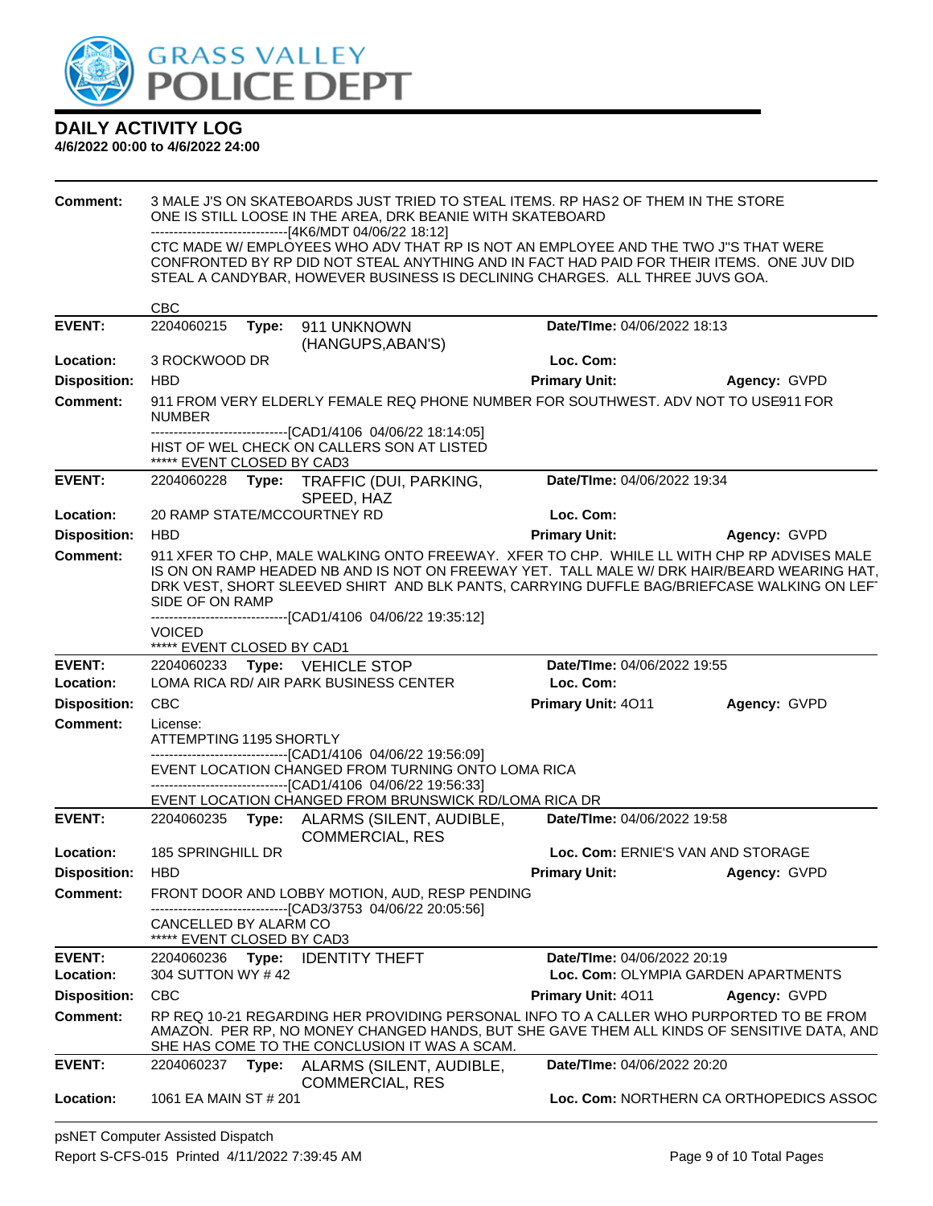**Comment:** 3 MALE J'S ON SKATEBOARDS JUST TRIED TO STEAL ITEMS. RP HAS2 OF THEM IN THE STORE ONE IS STILL LOOSE IN THE AREA, DRK BEANIE WITH SKATEBOARD
------------------------------[4K6/MDT 04/06/22 18:12]
CTC MADE W/ EMPLOYEES WHO ADV THAT RP IS NOT AN EMPLOYEE AND THE TWO J"S THAT WERE CONFRONTED BY RP DID NOT STEAL ANYTHING AND IN FACT HAD PAID FOR THEIR ITEMS. ONE JUV DID STEAL A CANDYBAR, HOWEVER BUSINESS IS DECLINING CHARGES. ALL THREE JUVS GOA.

CBC

---

**EVENT:** 2204060215 **Type:** 911 UNKNOWN (HANGUPS,ABAN'S) **Date/TIme:** 04/06/2022 18:13
**Location:** 3 ROCKWOOD DR **Loc. Com:**
**Disposition:** HBD **Primary Unit:** **Agency:** GVPD
**Comment:** 911 FROM VERY ELDERLY FEMALE REQ PHONE NUMBER FOR SOUTHWEST. ADV NOT TO USE911 FOR NUMBER
------------------------------[CAD1/4106 04/06/22 18:14:05]
HIST OF WEL CHECK ON CALLERS SON AT LISTED
***** EVENT CLOSED BY CAD3

---

**EVENT:** 2204060228 **Type:** TRAFFIC (DUI, PARKING, SPEED, HAZ **Date/TIme:** 04/06/2022 19:34
**Location:** 20 RAMP STATE/MCCOURTNEY RD **Loc. Com:**
**Disposition:** HBD **Primary Unit:** **Agency:** GVPD
**Comment:** 911 XFER TO CHP, MALE WALKING ONTO FREEWAY. XFER TO CHP. WHILE LL WITH CHP RP ADVISES MALE IS ON ON RAMP HEADED NB AND IS NOT ON FREEWAY YET. TALL MALE W/ DRK HAIR/BEARD WEARING HAT, DRK VEST, SHORT SLEEVED SHIRT AND BLK PANTS, CARRYING DUFFLE BAG/BRIEFCASE WALKING ON LEFT SIDE OF ON RAMP
------------------------------[CAD1/4106 04/06/22 19:35:12]
VOICED
***** EVENT CLOSED BY CAD1

---

**EVENT:** 2204060233 **Type:** VEHICLE STOP **Date/TIme:** 04/06/2022 19:55
**Location:** LOMA RICA RD/ AIR PARK BUSINESS CENTER **Loc. Com:**
**Disposition:** CBC **Primary Unit:** 4O11 **Agency:** GVPD
**Comment:** License:
ATTEMPTING 1195 SHORTLY
------------------------------[CAD1/4106 04/06/22 19:56:09]
EVENT LOCATION CHANGED FROM TURNING ONTO LOMA RICA
------------------------------[CAD1/4106 04/06/22 19:56:33]
EVENT LOCATION CHANGED FROM BRUNSWICK RD/LOMA RICA DR

---

**EVENT:** 2204060235 **Type:** ALARMS (SILENT, AUDIBLE, COMMERCIAL, RES **Date/TIme:** 04/06/2022 19:58
**Location:** 185 SPRINGHILL DR **Loc. Com:** ERNIE'S VAN AND STORAGE
**Disposition:** HBD **Primary Unit:** **Agency:** GVPD
**Comment:** FRONT DOOR AND LOBBY MOTION, AUD, RESP PENDING
------------------------------[CAD3/3753 04/06/22 20:05:56]
CANCELLED BY ALARM CO
***** EVENT CLOSED BY CAD3

---

**EVENT:** 2204060236 **Type:** IDENTITY THEFT **Date/TIme:** 04/06/2022 20:19
**Location:** 304 SUTTON WY # 42 **Loc. Com:** OLYMPIA GARDEN APARTMENTS
**Disposition:** CBC **Primary Unit:** 4O11 **Agency:** GVPD
**Comment:** RP REQ 10-21 REGARDING HER PROVIDING PERSONAL INFO TO A CALLER WHO PURPORTED TO BE FROM AMAZON. PER RP, NO MONEY CHANGED HANDS, BUT SHE GAVE THEM ALL KINDS OF SENSITIVE DATA, AND SHE HAS COME TO THE CONCLUSION IT WAS A SCAM.

---

**EVENT:** 2204060237 **Type:** ALARMS (SILENT, AUDIBLE, COMMERCIAL, RES **Date/TIme:** 04/06/2022 20:20
**Location:** 1061 EA MAIN ST # 201 **Loc. Com:** NORTHERN CA ORTHOPEDICS ASSOC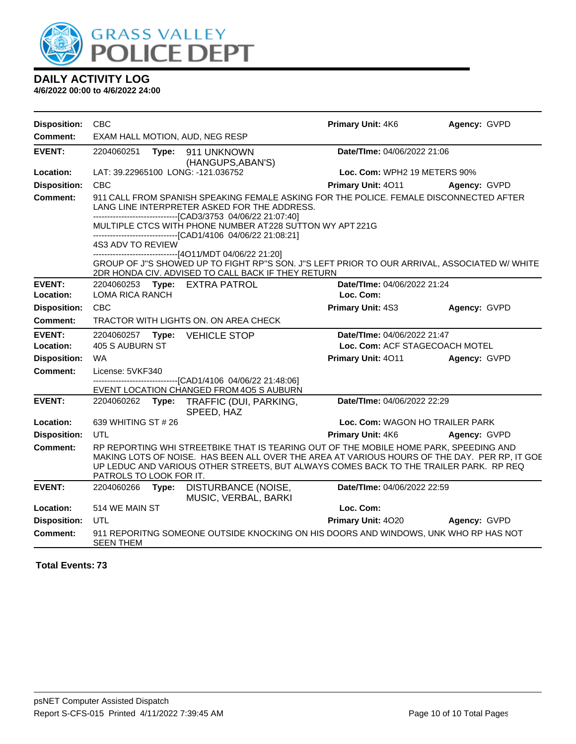# GRASS VALLEY POLICE DEPT

## DAILY ACTIVITY LOG

**4/6/2022 00:00 to 4/6/2022 24:00**

| | | | |
|---|---|---|---|
| **Disposition:** CBC | | **Primary Unit:** 4K6 | **Agency:** GVPD |
| **Comment:** EXAM HALL MOTION, AUD, NEG RESP | | | |

| | | | |
|---|---|---|---|
| **EVENT:** 2204060251 | **Type:** 911 UNKNOWN (HANGUPS,ABAN'S) | **Date/TIme:** 04/06/2022 21:06 | |
| **Location:** LAT: 39.22965100 LONG: -121.036752 | | **Loc. Com:** WPH2 19 METERS 90% | |
| **Disposition:** CBC | | **Primary Unit:** 4O11 | **Agency:** GVPD |

**Comment:** 911 CALL FROM SPANISH SPEAKING FEMALE ASKING FOR THE POLICE. FEMALE DISCONNECTED AFTER LANG LINE INTERPRETER ASKED FOR THE ADDRESS.
------------------------------[CAD3/3753 04/06/22 21:07:40]
MULTIPLE CTCS WITH PHONE NUMBER AT228 SUTTON WY APT 221G
------------------------------[CAD1/4106 04/06/22 21:08:21]
4S3 ADV TO REVIEW
------------------------------[4O11/MDT 04/06/22 21:20]
GROUP OF J"S SHOWED UP TO FIGHT RP"S SON. J"S LEFT PRIOR TO OUR ARRIVAL, ASSOCIATED W/ WHITE 2DR HONDA CIV. ADVISED TO CALL BACK IF THEY RETURN

| | | | |
|---|---|---|---|
| **EVENT:** 2204060253 | **Type:** EXTRA PATROL | **Date/TIme:** 04/06/2022 21:24 | |
| **Location:** LOMA RICA RANCH | | **Loc. Com:** | |
| **Disposition:** CBC | | **Primary Unit:** 4S3 | **Agency:** GVPD |
| **Comment:** TRACTOR WITH LIGHTS ON. ON AREA CHECK | | | |

| | | | |
|---|---|---|---|
| **EVENT:** 2204060257 | **Type:** VEHICLE STOP | **Date/TIme:** 04/06/2022 21:47 | |
| **Location:** 405 S AUBURN ST | | **Loc. Com:** ACF STAGECOACH MOTEL | |
| **Disposition:** WA | | **Primary Unit:** 4O11 | **Agency:** GVPD |

**Comment:** License: 5VKF340
------------------------------[CAD1/4106 04/06/22 21:48:06]
EVENT LOCATION CHANGED FROM 4O5 S AUBURN

| | | | |
|---|---|---|---|
| **EVENT:** 2204060262 | **Type:** TRAFFIC (DUI, PARKING, SPEED, HAZ | **Date/TIme:** 04/06/2022 22:29 | |
| **Location:** 639 WHITING ST # 26 | | **Loc. Com:** WAGON HO TRAILER PARK | |
| **Disposition:** UTL | | **Primary Unit:** 4K6 | **Agency:** GVPD |

**Comment:** RP REPORTING WHI STREETBIKE THAT IS TEARING OUT OF THE MOBILE HOME PARK, SPEEDING AND MAKING LOTS OF NOISE. HAS BEEN ALL OVER THE AREA AT VARIOUS HOURS OF THE DAY. PER RP, IT GOE UP LEDUC AND VARIOUS OTHER STREETS, BUT ALWAYS COMES BACK TO THE TRAILER PARK. RP REQ PATROLS TO LOOK FOR IT.

| | | | |
|---|---|---|---|
| **EVENT:** 2204060266 | **Type:** DISTURBANCE (NOISE, MUSIC, VERBAL, BARKI | **Date/TIme:** 04/06/2022 22:59 | |
| **Location:** 514 WE MAIN ST | | **Loc. Com:** | |
| **Disposition:** UTL | | **Primary Unit:** 4O20 | **Agency:** GVPD |

**Comment:** 911 REPORITNG SOMEONE OUTSIDE KNOCKING ON HIS DOORS AND WINDOWS, UNK WHO RP HAS NOT SEEN THEM

**Total Events: 73**

psNET Computer Assisted Dispatch
Report S-CFS-015 Printed 4/11/2022 7:39:45 AM